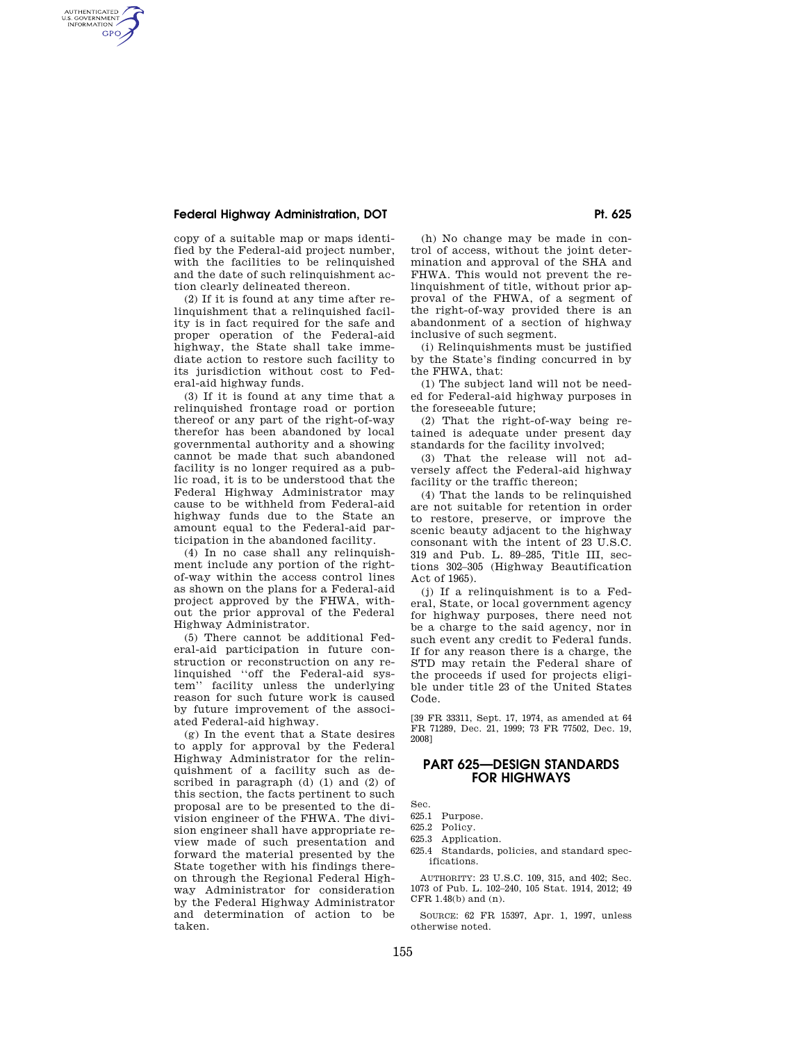copy of a suitable map or maps identified by the Federal-aid project number, with the facilities to be relinquished and the date of such relinquishment action clearly delineated thereon.

(2) If it is found at any time after relinquishment that a relinquished facility is in fact required for the safe and proper operation of the Federal-aid highway, the State shall take immediate action to restore such facility to its jurisdiction without cost to Federal-aid highway funds.

(3) If it is found at any time that a relinquished frontage road or portion thereof or any part of the right-of-way therefor has been abandoned by local governmental authority and a showing cannot be made that such abandoned facility is no longer required as a public road, it is to be understood that the Federal Highway Administrator may cause to be withheld from Federal-aid highway funds due to the State an amount equal to the Federal-aid participation in the abandoned facility.

(4) In no case shall any relinquishment include any portion of the right-of-way within the access control lines as shown on the plans for a Federal-aid project approved by the FHWA, without the prior approval of the Federal Highway Administrator.

(5) There cannot be additional Federal-aid participation in future construction or reconstruction on any relinquished "off the Federal-aid system" facility unless the underlying reason for such future work is caused by future improvement of the associated Federal-aid highway.

(g) In the event that a State desires to apply for approval by the Federal Highway Administrator for the relinquishment of a facility such as described in paragraph (d) (1) and (2) of this section, the facts pertinent to such proposal are to be presented to the division engineer of the FHWA. The division engineer shall have appropriate review made of such presentation and forward the material presented by the State together with his findings thereon through the Regional Federal Highway Administrator for consideration by the Federal Highway Administrator and determination of action to be taken.

(h) No change may be made in control of access, without the joint determination and approval of the SHA and FHWA. This would not prevent the relinquishment of title, without prior approval of the FHWA, of a segment of the right-of-way provided there is an abandonment of a section of highway inclusive of such segment.

(i) Relinquishments must be justified by the State's finding concurred in by the FHWA, that:

(1) The subject land will not be needed for Federal-aid highway purposes in the foreseeable future;

(2) That the right-of-way being retained is adequate under present day standards for the facility involved;

(3) That the release will not adversely affect the Federal-aid highway facility or the traffic thereon;

(4) That the lands to be relinquished are not suitable for retention in order to restore, preserve, or improve the scenic beauty adjacent to the highway consonant with the intent of 23 U.S.C. 319 and Pub. L. 89–285, Title III, sections 302–305 (Highway Beautification Act of 1965).

(j) If a relinquishment is to a Federal, State, or local government agency for highway purposes, there need not be a charge to the said agency, nor in such event any credit to Federal funds. If for any reason there is a charge, the STD may retain the Federal share of the proceeds if used for projects eligible under title 23 of the United States Code.

[39 FR 33311, Sept. 17, 1974, as amended at 64 FR 71289, Dec. 21, 1999; 73 FR 77502, Dec. 19, 2008]

## PART 625—DESIGN STANDARDS FOR HIGHWAYS

Sec.

625.1 Purpose.

625.2 Policy.

625.3 Application.

625.4 Standards, policies, and standard specifications.

AUTHORITY: 23 U.S.C. 109, 315, and 402; Sec. 1073 of Pub. L. 102–240, 105 Stat. 1914, 2012; 49 CFR 1.48(b) and (n).

SOURCE: 62 FR 15397, Apr. 1, 1997, unless otherwise noted.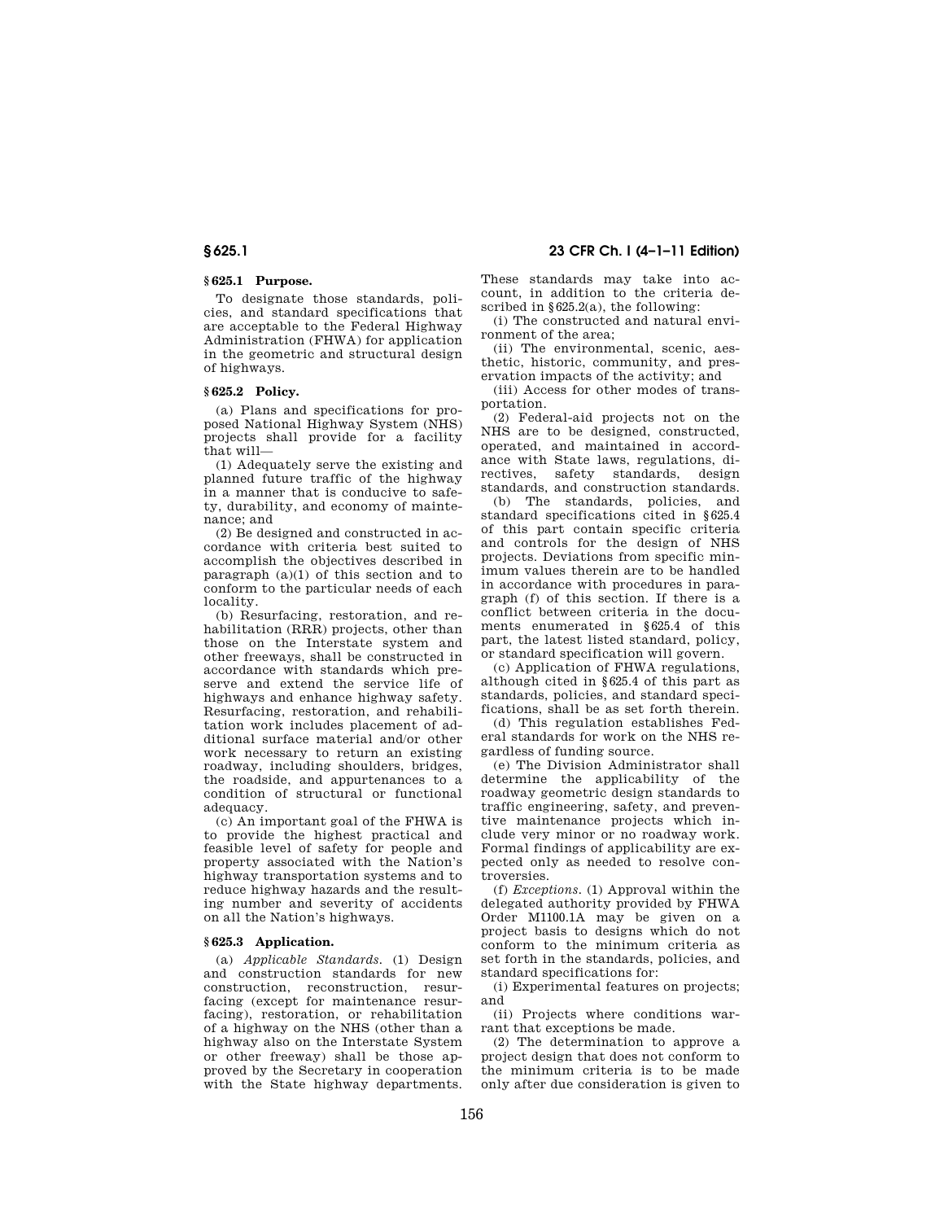### § 625.1 Purpose.

To designate those standards, policies, and standard specifications that are acceptable to the Federal Highway Administration (FHWA) for application in the geometric and structural design of highways.

### § 625.2 Policy.

(a) Plans and specifications for proposed National Highway System (NHS) projects shall provide for a facility that will—

(1) Adequately serve the existing and planned future traffic of the highway in a manner that is conducive to safety, durability, and economy of maintenance; and

(2) Be designed and constructed in accordance with criteria best suited to accomplish the objectives described in paragraph (a)(1) of this section and to conform to the particular needs of each locality.

(b) Resurfacing, restoration, and rehabilitation (RRR) projects, other than those on the Interstate system and other freeways, shall be constructed in accordance with standards which preserve and extend the service life of highways and enhance highway safety. Resurfacing, restoration, and rehabilitation work includes placement of additional surface material and/or other work necessary to return an existing roadway, including shoulders, bridges, the roadside, and appurtenances to a condition of structural or functional adequacy.

(c) An important goal of the FHWA is to provide the highest practical and feasible level of safety for people and property associated with the Nation's highway transportation systems and to reduce highway hazards and the resulting number and severity of accidents on all the Nation's highways.

### § 625.3 Application.

(a) *Applicable Standards.* (1) Design and construction standards for new construction, reconstruction, resurfacing (except for maintenance resurfacing), restoration, or rehabilitation of a highway on the NHS (other than a highway also on the Interstate System or other freeway) shall be those approved by the Secretary in cooperation with the State highway departments. These standards may take into account, in addition to the criteria described in §625.2(a), the following:

(i) The constructed and natural environment of the area;

(ii) The environmental, scenic, aesthetic, historic, community, and preservation impacts of the activity; and

(iii) Access for other modes of transportation.

(2) Federal-aid projects not on the NHS are to be designed, constructed, operated, and maintained in accordance with State laws, regulations, directives, safety standards, design standards, and construction standards.

(b) The standards, policies, and standard specifications cited in §625.4 of this part contain specific criteria and controls for the design of NHS projects. Deviations from specific minimum values therein are to be handled in accordance with procedures in paragraph (f) of this section. If there is a conflict between criteria in the documents enumerated in §625.4 of this part, the latest listed standard, policy, or standard specification will govern.

(c) Application of FHWA regulations, although cited in §625.4 of this part as standards, policies, and standard specifications, shall be as set forth therein.

(d) This regulation establishes Federal standards for work on the NHS regardless of funding source.

(e) The Division Administrator shall determine the applicability of the roadway geometric design standards to traffic engineering, safety, and preventive maintenance projects which include very minor or no roadway work. Formal findings of applicability are expected only as needed to resolve controversies.

(f) *Exceptions.* (1) Approval within the delegated authority provided by FHWA Order M1100.1A may be given on a project basis to designs which do not conform to the minimum criteria as set forth in the standards, policies, and standard specifications for:

(i) Experimental features on projects; and

(ii) Projects where conditions warrant that exceptions be made.

(2) The determination to approve a project design that does not conform to the minimum criteria is to be made only after due consideration is given to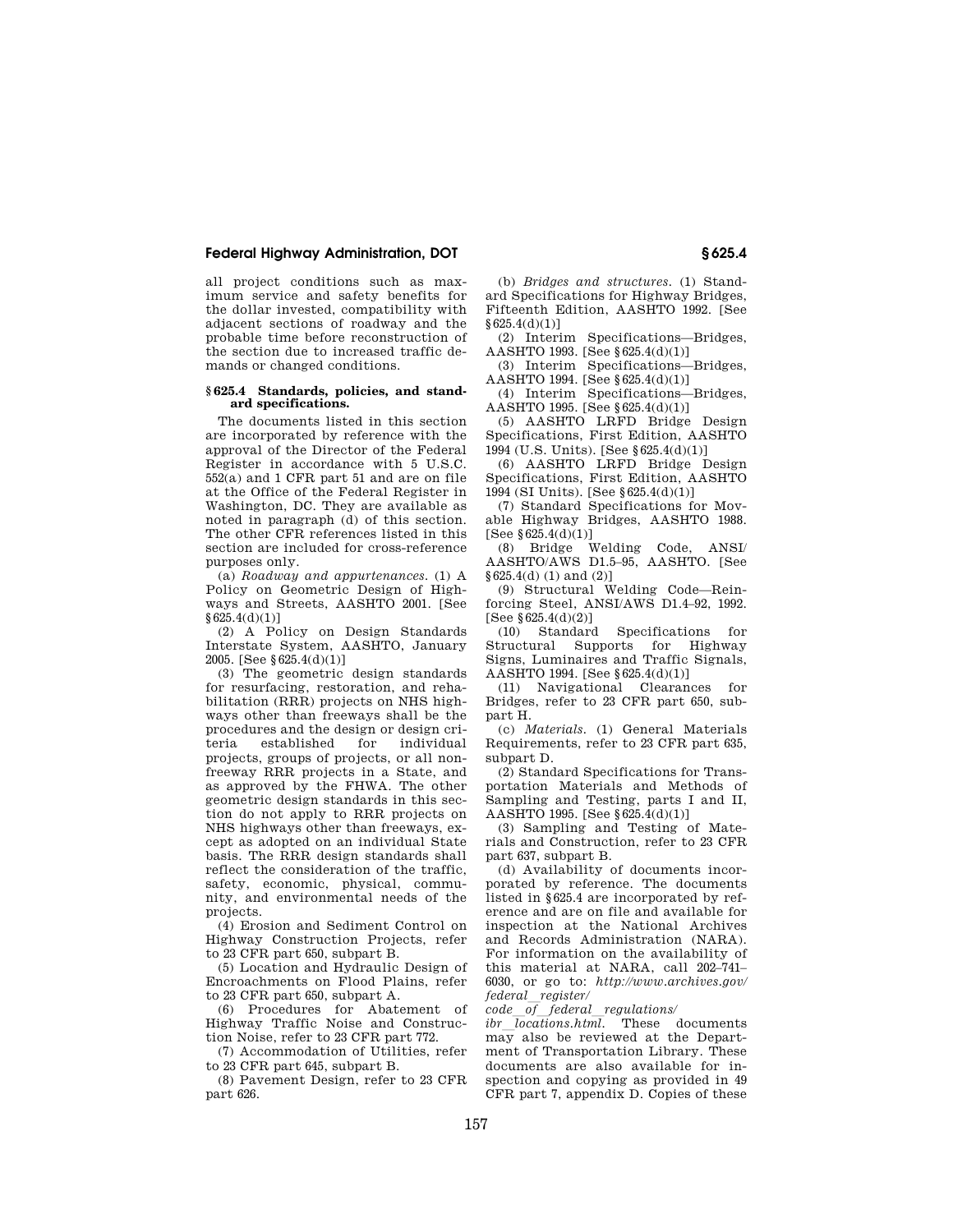all project conditions such as maximum service and safety benefits for the dollar invested, compatibility with adjacent sections of roadway and the probable time before reconstruction of the section due to increased traffic demands or changed conditions.

### § 625.4 Standards, policies, and standard specifications.

The documents listed in this section are incorporated by reference with the approval of the Director of the Federal Register in accordance with 5 U.S.C. 552(a) and 1 CFR part 51 and are on file at the Office of the Federal Register in Washington, DC. They are available as noted in paragraph (d) of this section. The other CFR references listed in this section are included for cross-reference purposes only.

(a) *Roadway and appurtenances.* (1) A Policy on Geometric Design of Highways and Streets, AASHTO 2001. [See § 625.4(d)(1)]

(2) A Policy on Design Standards Interstate System, AASHTO, January 2005. [See § 625.4(d)(1)]

(3) The geometric design standards for resurfacing, restoration, and rehabilitation (RRR) projects on NHS highways other than freeways shall be the procedures and the design or design criteria established for individual projects, groups of projects, or all nonfreeway RRR projects in a State, and as approved by the FHWA. The other geometric design standards in this section do not apply to RRR projects on NHS highways other than freeways, except as adopted on an individual State basis. The RRR design standards shall reflect the consideration of the traffic, safety, economic, physical, community, and environmental needs of the projects.

(4) Erosion and Sediment Control on Highway Construction Projects, refer to 23 CFR part 650, subpart B.

(5) Location and Hydraulic Design of Encroachments on Flood Plains, refer to 23 CFR part 650, subpart A.

(6) Procedures for Abatement of Highway Traffic Noise and Construction Noise, refer to 23 CFR part 772.

(7) Accommodation of Utilities, refer to 23 CFR part 645, subpart B.

(8) Pavement Design, refer to 23 CFR part 626.

(b) *Bridges and structures.* (1) Standard Specifications for Highway Bridges, Fifteenth Edition, AASHTO 1992. [See § 625.4(d)(1)]

(2) Interim Specifications—Bridges, AASHTO 1993. [See § 625.4(d)(1)]

(3) Interim Specifications—Bridges, AASHTO 1994. [See § 625.4(d)(1)]

(4) Interim Specifications—Bridges, AASHTO 1995. [See § 625.4(d)(1)]

(5) AASHTO LRFD Bridge Design Specifications, First Edition, AASHTO 1994 (U.S. Units). [See § 625.4(d)(1)]

(6) AASHTO LRFD Bridge Design Specifications, First Edition, AASHTO 1994 (SI Units). [See § 625.4(d)(1)]

(7) Standard Specifications for Movable Highway Bridges, AASHTO 1988. [See § 625.4(d)(1)]

(8) Bridge Welding Code, ANSI/AASHTO/AWS D1.5–95, AASHTO. [See § 625.4(d) (1) and (2)]

(9) Structural Welding Code—Reinforcing Steel, ANSI/AWS D1.4–92, 1992. [See § 625.4(d)(2)]

(10) Standard Specifications for Structural Supports for Highway Signs, Luminaires and Traffic Signals, AASHTO 1994. [See § 625.4(d)(1)]

(11) Navigational Clearances for Bridges, refer to 23 CFR part 650, subpart H.

(c) *Materials.* (1) General Materials Requirements, refer to 23 CFR part 635, subpart D.

(2) Standard Specifications for Transportation Materials and Methods of Sampling and Testing, parts I and II, AASHTO 1995. [See § 625.4(d)(1)]

(3) Sampling and Testing of Materials and Construction, refer to 23 CFR part 637, subpart B.

(d) Availability of documents incorporated by reference. The documents listed in § 625.4 are incorporated by reference and are on file and available for inspection at the National Archives and Records Administration (NARA). For information on the availability of this material at NARA, call 202–741–6030, or go to: *http://www.archives.gov/federal_register/code_of_federal_regulations/ibr_locations.html.* These documents may also be reviewed at the Department of Transportation Library. These documents are also available for inspection and copying as provided in 49 CFR part 7, appendix D. Copies of these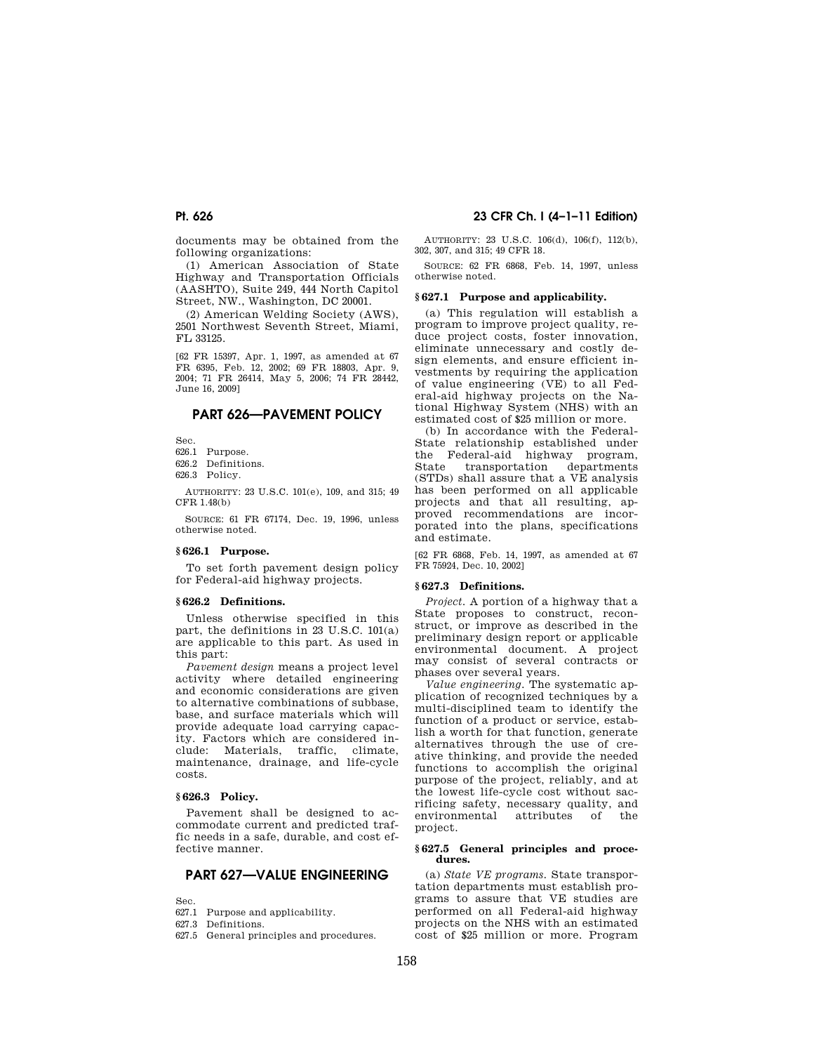documents may be obtained from the following organizations:

(1) American Association of State Highway and Transportation Officials (AASHTO), Suite 249, 444 North Capitol Street, NW., Washington, DC 20001.

(2) American Welding Society (AWS), 2501 Northwest Seventh Street, Miami, FL 33125.

[62 FR 15397, Apr. 1, 1997, as amended at 67 FR 6395, Feb. 12, 2002; 69 FR 18803, Apr. 9, 2004; 71 FR 26414, May 5, 2006; 74 FR 28442, June 16, 2009]

## PART 626—PAVEMENT POLICY

Sec.
626.1 Purpose.
626.2 Definitions.
626.3 Policy.

AUTHORITY: 23 U.S.C. 101(e), 109, and 315; 49 CFR 1.48(b)

SOURCE: 61 FR 67174, Dec. 19, 1996, unless otherwise noted.

### § 626.1 Purpose.

To set forth pavement design policy for Federal-aid highway projects.

### § 626.2 Definitions.

Unless otherwise specified in this part, the definitions in 23 U.S.C. 101(a) are applicable to this part. As used in this part:

*Pavement design* means a project level activity where detailed engineering and economic considerations are given to alternative combinations of subbase, base, and surface materials which will provide adequate load carrying capacity. Factors which are considered include: Materials, traffic, climate, maintenance, drainage, and life-cycle costs.

### § 626.3 Policy.

Pavement shall be designed to accommodate current and predicted traffic needs in a safe, durable, and cost effective manner.

## PART 627—VALUE ENGINEERING

Sec.
627.1 Purpose and applicability.
627.3 Definitions.
627.5 General principles and procedures.

AUTHORITY: 23 U.S.C. 106(d), 106(f), 112(b), 302, 307, and 315; 49 CFR 18.

SOURCE: 62 FR 6868, Feb. 14, 1997, unless otherwise noted.

### § 627.1 Purpose and applicability.

(a) This regulation will establish a program to improve project quality, reduce project costs, foster innovation, eliminate unnecessary and costly design elements, and ensure efficient investments by requiring the application of value engineering (VE) to all Federal-aid highway projects on the National Highway System (NHS) with an estimated cost of $25 million or more.

(b) In accordance with the Federal-State relationship established under the Federal-aid highway program, State transportation departments (STDs) shall assure that a VE analysis has been performed on all applicable projects and that all resulting, approved recommendations are incorporated into the plans, specifications and estimate.

[62 FR 6868, Feb. 14, 1997, as amended at 67 FR 75924, Dec. 10, 2002]

### § 627.3 Definitions.

*Project*. A portion of a highway that a State proposes to construct, reconstruct, or improve as described in the preliminary design report or applicable environmental document. A project may consist of several contracts or phases over several years.

*Value engineering*. The systematic application of recognized techniques by a multi-disciplined team to identify the function of a product or service, establish a worth for that function, generate alternatives through the use of creative thinking, and provide the needed functions to accomplish the original purpose of the project, reliably, and at the lowest life-cycle cost without sacrificing safety, necessary quality, and environmental attributes of the project.

### § 627.5 General principles and procedures.

(a) *State VE programs*. State transportation departments must establish programs to assure that VE studies are performed on all Federal-aid highway projects on the NHS with an estimated cost of $25 million or more. Program